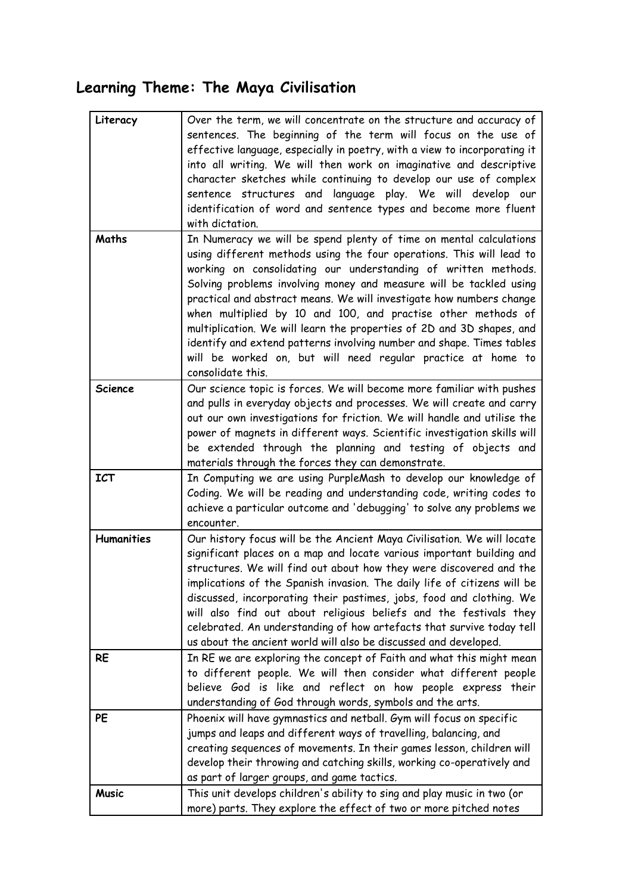## Learning Theme: The Maya Civilisation

| | |
|---|---|
| **Literacy** | Over the term, we will concentrate on the structure and accuracy of sentences. The beginning of the term will focus on the use of effective language, especially in poetry, with a view to incorporating it into all writing. We will then work on imaginative and descriptive character sketches while continuing to develop our use of complex sentence structures and language play. We will develop our identification of word and sentence types and become more fluent with dictation. |
| **Maths** | In Numeracy we will be spend plenty of time on mental calculations using different methods using the four operations. This will lead to working on consolidating our understanding of written methods. Solving problems involving money and measure will be tackled using practical and abstract means. We will investigate how numbers change when multiplied by 10 and 100, and practise other methods of multiplication. We will learn the properties of 2D and 3D shapes, and identify and extend patterns involving number and shape. Times tables will be worked on, but will need regular practice at home to consolidate this. |
| **Science** | Our science topic is forces. We will become more familiar with pushes and pulls in everyday objects and processes. We will create and carry out our own investigations for friction. We will handle and utilise the power of magnets in different ways. Scientific investigation skills will be extended through the planning and testing of objects and materials through the forces they can demonstrate. |
| **ICT** | In Computing we are using PurpleMash to develop our knowledge of Coding. We will be reading and understanding code, writing codes to achieve a particular outcome and 'debugging' to solve any problems we encounter. |
| **Humanities** | Our history focus will be the Ancient Maya Civilisation. We will locate significant places on a map and locate various important building and structures. We will find out about how they were discovered and the implications of the Spanish invasion. The daily life of citizens will be discussed, incorporating their pastimes, jobs, food and clothing. We will also find out about religious beliefs and the festivals they celebrated. An understanding of how artefacts that survive today tell us about the ancient world will also be discussed and developed. |
| **RE** | In RE we are exploring the concept of Faith and what this might mean to different people. We will then consider what different people believe God is like and reflect on how people express their understanding of God through words, symbols and the arts. |
| **PE** | Phoenix will have gymnastics and netball. Gym will focus on specific jumps and leaps and different ways of travelling, balancing, and creating sequences of movements. In their games lesson, children will develop their throwing and catching skills, working co-operatively and as part of larger groups, and game tactics. |
| **Music** | This unit develops children's ability to sing and play music in two (or more) parts. They explore the effect of two or more pitched notes |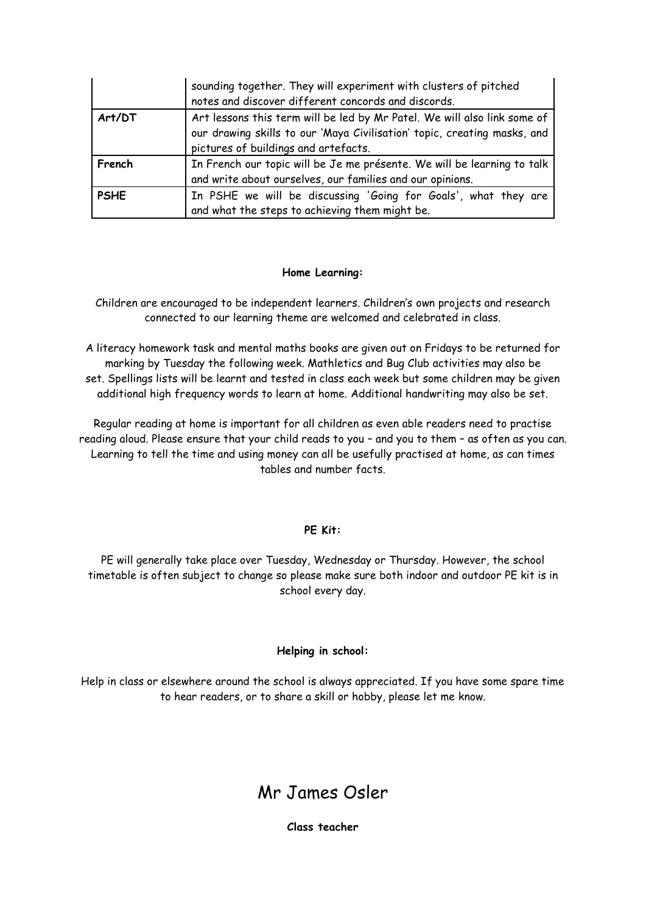| | |
|---|---|
| | sounding together. They will experiment with clusters of pitched notes and discover different concords and discords. |
| **Art/DT** | Art lessons this term will be led by Mr Patel. We will also link some of our drawing skills to our 'Maya Civilisation' topic, creating masks, and pictures of buildings and artefacts. |
| **French** | In French our topic will be Je me présente. We will be learning to talk and write about ourselves, our families and our opinions. |
| **PSHE** | In PSHE we will be discussing 'Going for Goals', what they are and what the steps to achieving them might be. |

**Home Learning:**

Children are encouraged to be independent learners. Children's own projects and research connected to our learning theme are welcomed and celebrated in class.

A literacy homework task and mental maths books are given out on Fridays to be returned for marking by Tuesday the following week. Mathletics and Bug Club activities may also be set. Spellings lists will be learnt and tested in class each week but some children may be given additional high frequency words to learn at home. Additional handwriting may also be set.

Regular reading at home is important for all children as even able readers need to practise reading aloud. Please ensure that your child reads to you – and you to them – as often as you can. Learning to tell the time and using money can all be usefully practised at home, as can times tables and number facts.

**PE Kit:**

PE will generally take place over Tuesday, Wednesday or Thursday. However, the school timetable is often subject to change so please make sure both indoor and outdoor PE kit is in school every day.

**Helping in school:**

Help in class or elsewhere around the school is always appreciated. If you have some spare time to hear readers, or to share a skill or hobby, please let me know.

Mr James Osler

**Class teacher**